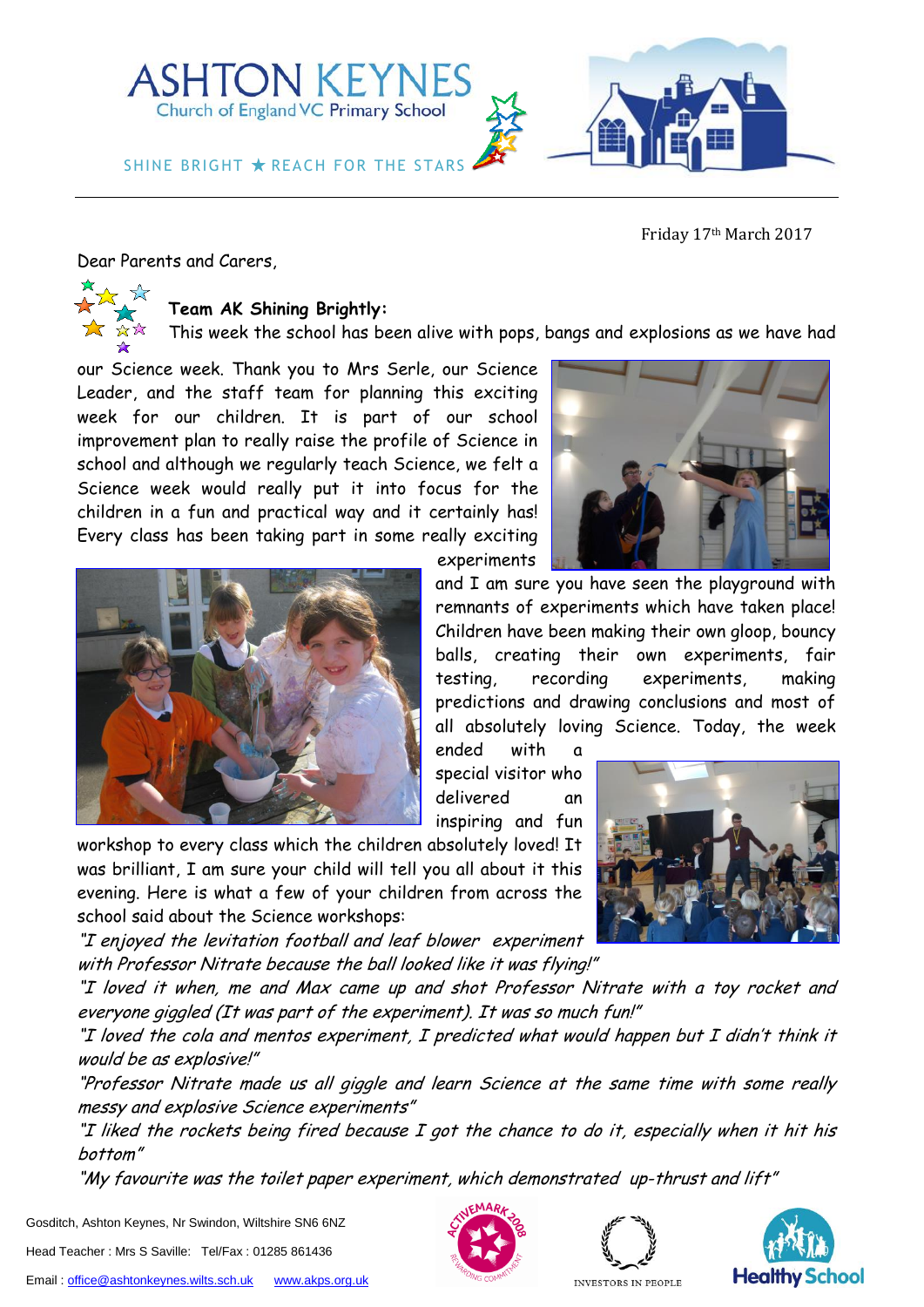# ASHTON KEYNES
Church of England VC Primary School

SHINE BRIGHT ★ REACH FOR THE STARS

Friday 17th March 2017

Dear Parents and Carers,

### Team AK Shining Brightly:

This week the school has been alive with pops, bangs and explosions as we have had our Science week. Thank you to Mrs Serle, our Science Leader, and the staff team for planning this exciting week for our children. It is part of our school improvement plan to really raise the profile of Science in school and although we regularly teach Science, we felt a Science week would really put it into focus for the children in a fun and practical way and it certainly has! Every class has been taking part in some really exciting experiments and I am sure you have seen the playground with remnants of experiments which have taken place! Children have been making their own gloop, bouncy balls, creating their own experiments, fair testing, recording experiments, making predictions and drawing conclusions and most of all absolutely loving Science. Today, the week ended with a special visitor who delivered an inspiring and fun workshop to every class which the children absolutely loved! It was brilliant, I am sure your child will tell you all about it this evening. Here is what a few of your children from across the school said about the Science workshops:

*"I enjoyed the levitation football and leaf blower experiment with Professor Nitrate because the ball looked like it was flying!"*

*"I loved it when, me and Max came up and shot Professor Nitrate with a toy rocket and everyone giggled (It was part of the experiment). It was so much fun!"*

*"I loved the cola and mentos experiment, I predicted what would happen but I didn't think it would be as explosive!"*

*"Professor Nitrate made us all giggle and learn Science at the same time with some really messy and explosive Science experiments"*

*"I liked the rockets being fired because I got the chance to do it, especially when it hit his bottom"*

*"My favourite was the toilet paper experiment, which demonstrated up-thrust and lift"*

Gosditch, Ashton Keynes, Nr Swindon, Wiltshire SN6 6NZ

Head Teacher : Mrs S Saville: Tel/Fax : 01285 861436

Email : office@ashtonkeynes.wilts.sch.uk www.akps.org.uk

ACTIVEMARK 2008 · INVESTORS IN PEOPLE · Healthy School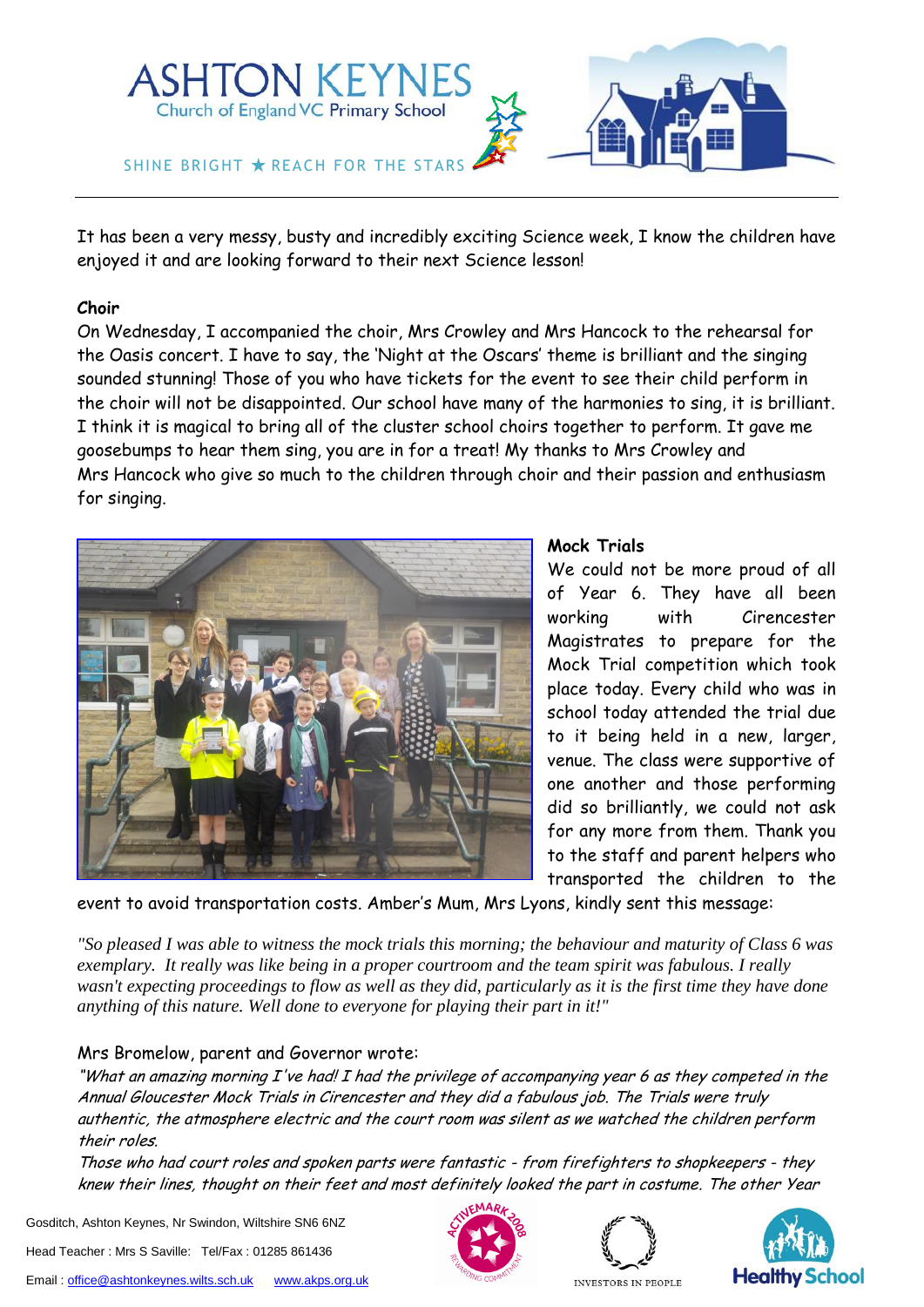It has been a very messy, busty and incredibly exciting Science week, I know the children have enjoyed it and are looking forward to their next Science lesson!

**Choir**

On Wednesday, I accompanied the choir, Mrs Crowley and Mrs Hancock to the rehearsal for the Oasis concert. I have to say, the 'Night at the Oscars' theme is brilliant and the singing sounded stunning! Those of you who have tickets for the event to see their child perform in the choir will not be disappointed. Our school have many of the harmonies to sing, it is brilliant. I think it is magical to bring all of the cluster school choirs together to perform. It gave me goosebumps to hear them sing, you are in for a treat! My thanks to Mrs Crowley and Mrs Hancock who give so much to the children through choir and their passion and enthusiasm for singing.

**Mock Trials**

We could not be more proud of all of Year 6. They have all been working with Cirencester Magistrates to prepare for the Mock Trial competition which took place today. Every child who was in school today attended the trial due to it being held in a new, larger, venue. The class were supportive of one another and those performing did so brilliantly, we could not ask for any more from them. Thank you to the staff and parent helpers who transported the children to the event to avoid transportation costs. Amber's Mum, Mrs Lyons, kindly sent this message:

*"So pleased I was able to witness the mock trials this morning; the behaviour and maturity of Class 6 was exemplary. It really was like being in a proper courtroom and the team spirit was fabulous. I really wasn't expecting proceedings to flow as well as they did, particularly as it is the first time they have done anything of this nature. Well done to everyone for playing their part in it!"*

Mrs Bromelow, parent and Governor wrote:

*"What an amazing morning I've had! I had the privilege of accompanying year 6 as they competed in the Annual Gloucester Mock Trials in Cirencester and they did a fabulous job. The Trials were truly authentic, the atmosphere electric and the court room was silent as we watched the children perform their roles.*

*Those who had court roles and spoken parts were fantastic - from firefighters to shopkeepers - they knew their lines, thought on their feet and most definitely looked the part in costume. The other Year*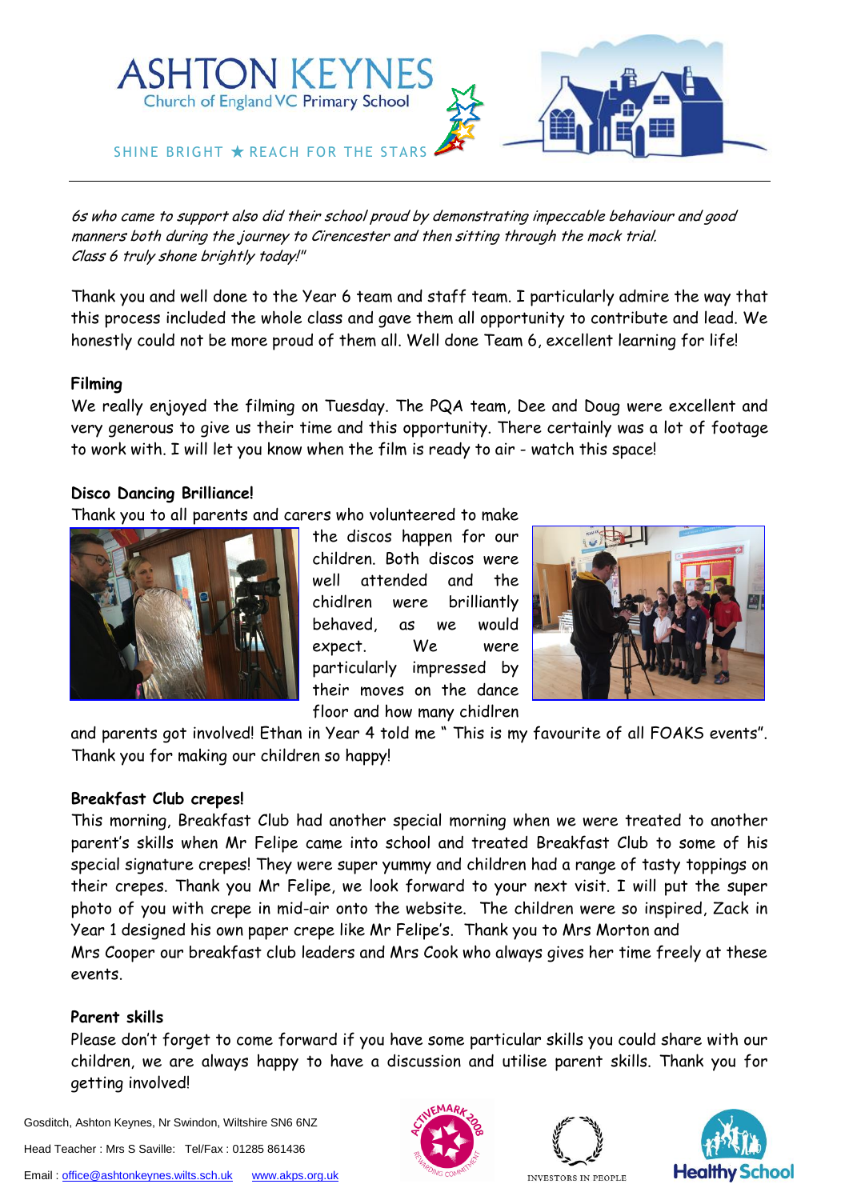*6s who came to support also did their school proud by demonstrating impeccable behaviour and good manners both during the journey to Cirencester and then sitting through the mock trial. Class 6 truly shone brightly today!"*

Thank you and well done to the Year 6 team and staff team. I particularly admire the way that this process included the whole class and gave them all opportunity to contribute and lead. We honestly could not be more proud of them all. Well done Team 6, excellent learning for life!

**Filming**

We really enjoyed the filming on Tuesday. The PQA team, Dee and Doug were excellent and very generous to give us their time and this opportunity. There certainly was a lot of footage to work with. I will let you know when the film is ready to air - watch this space!

**Disco Dancing Brilliance!**

Thank you to all parents and carers who volunteered to make the discos happen for our children. Both discos were well attended and the chidlren were brilliantly behaved, as we would expect. We were particularly impressed by their moves on the dance floor and how many chidlren and parents got involved! Ethan in Year 4 told me " This is my favourite of all FOAKS events". Thank you for making our children so happy!

**Breakfast Club crepes!**

This morning, Breakfast Club had another special morning when we were treated to another parent's skills when Mr Felipe came into school and treated Breakfast Club to some of his special signature crepes! They were super yummy and children had a range of tasty toppings on their crepes. Thank you Mr Felipe, we look forward to your next visit. I will put the super photo of you with crepe in mid-air onto the website. The children were so inspired, Zack in Year 1 designed his own paper crepe like Mr Felipe's. Thank you to Mrs Morton and Mrs Cooper our breakfast club leaders and Mrs Cook who always gives her time freely at these events.

**Parent skills**

Please don't forget to come forward if you have some particular skills you could share with our children, we are always happy to have a discussion and utilise parent skills. Thank you for getting involved!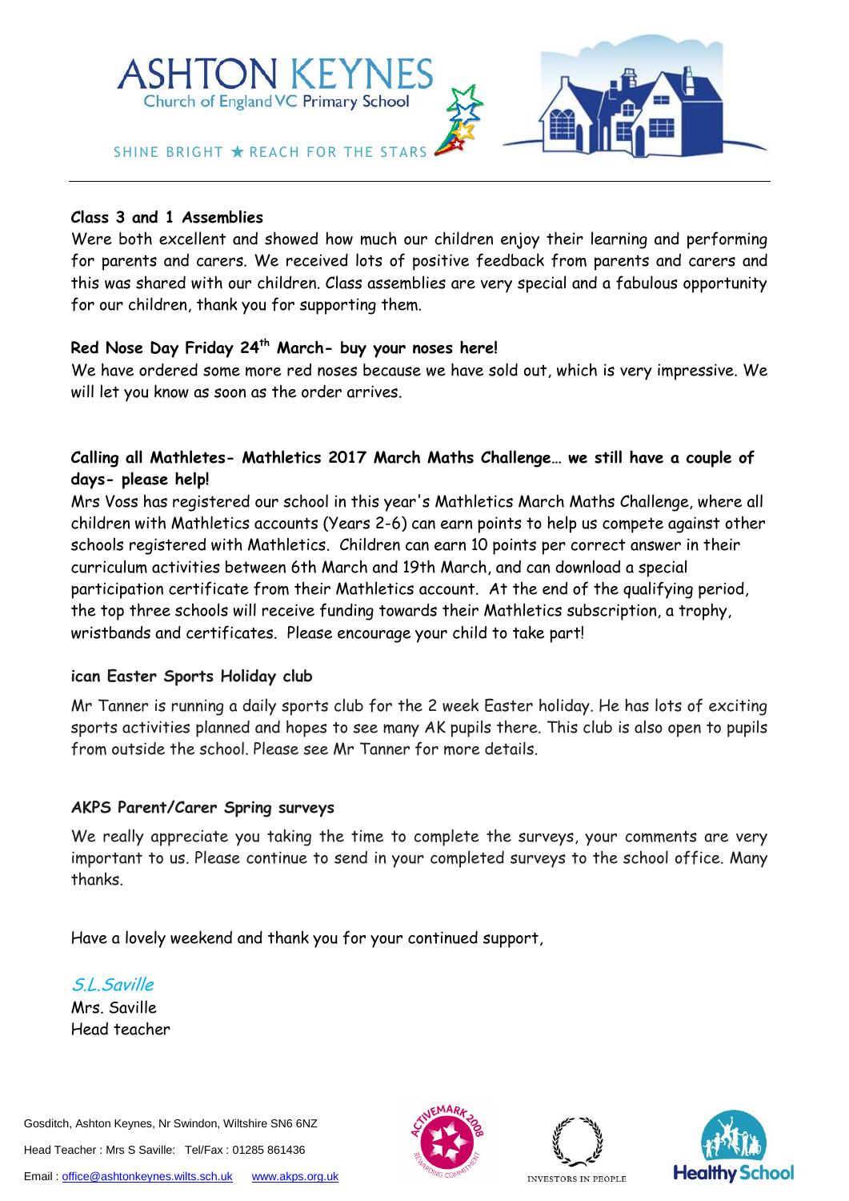**Class 3 and 1 Assemblies**

Were both excellent and showed how much our children enjoy their learning and performing for parents and carers. We received lots of positive feedback from parents and carers and this was shared with our children. Class assemblies are very special and a fabulous opportunity for our children, thank you for supporting them.

**Red Nose Day Friday 24th March- buy your noses here!**

We have ordered some more red noses because we have sold out, which is very impressive. We will let you know as soon as the order arrives.

**Calling all Mathletes- Mathletics 2017 March Maths Challenge… we still have a couple of days- please help!**

Mrs Voss has registered our school in this year's Mathletics March Maths Challenge, where all children with Mathletics accounts (Years 2-6) can earn points to help us compete against other schools registered with Mathletics. Children can earn 10 points per correct answer in their curriculum activities between 6th March and 19th March, and can download a special participation certificate from their Mathletics account. At the end of the qualifying period, the top three schools will receive funding towards their Mathletics subscription, a trophy, wristbands and certificates. Please encourage your child to take part!

**ican Easter Sports Holiday club**

Mr Tanner is running a daily sports club for the 2 week Easter holiday. He has lots of exciting sports activities planned and hopes to see many AK pupils there. This club is also open to pupils from outside the school. Please see Mr Tanner for more details.

**AKPS Parent/Carer Spring surveys**

We really appreciate you taking the time to complete the surveys, your comments are very important to us. Please continue to send in your completed surveys to the school office. Many thanks.

Have a lovely weekend and thank you for your continued support,

*S.L.Saville*
Mrs. Saville
Head teacher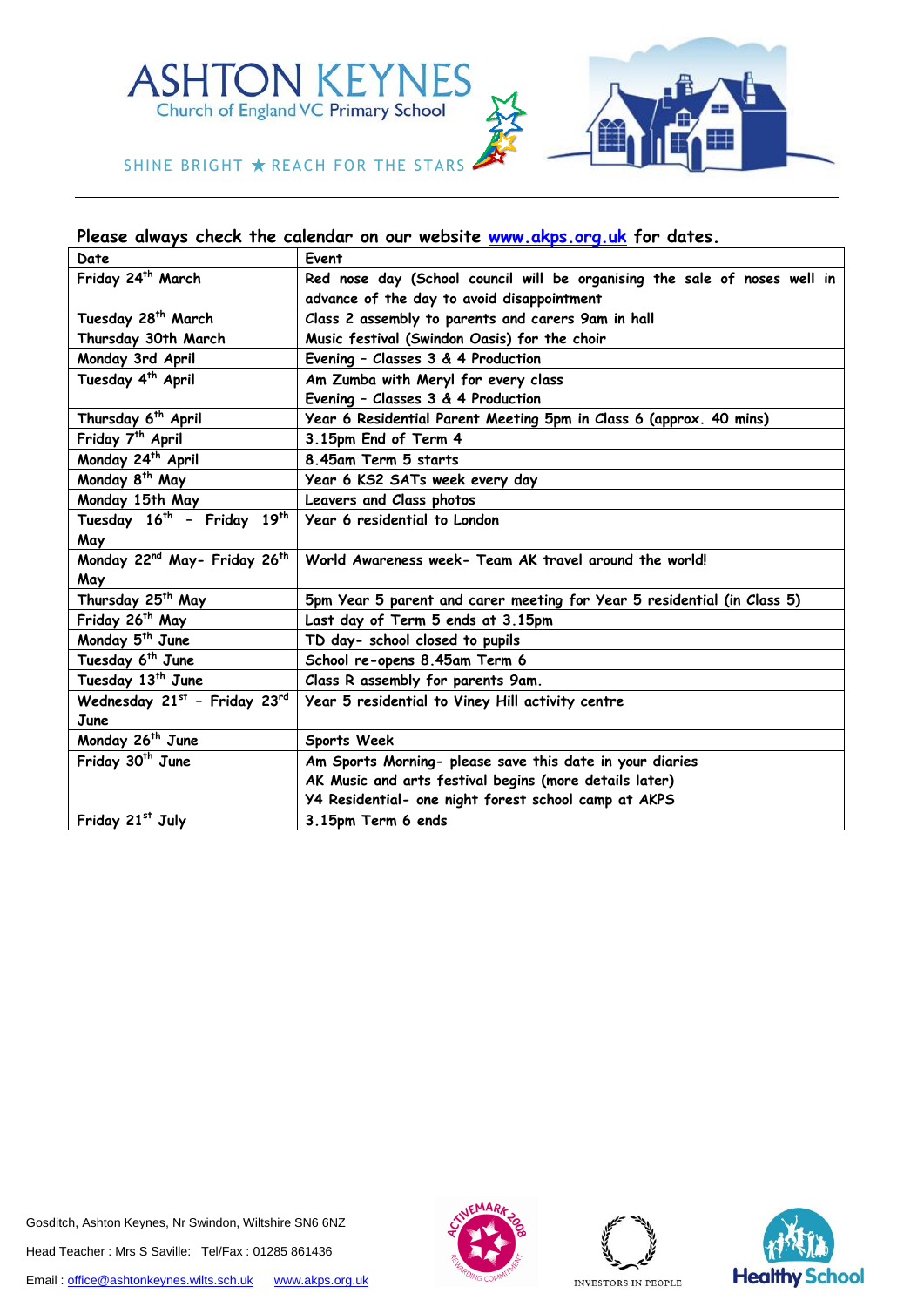ASHTON KEYNES

Church of England VC Primary School

SHINE BRIGHT ★ REACH FOR THE STARS

**Please always check the calendar on our website [www.akps.org.uk](http://www.akps.org.uk) for dates.**

| Date | Event |
|---|---|
| Friday 24th March | Red nose day (School council will be organising the sale of noses well in advance of the day to avoid disappointment |
| Tuesday 28th March | Class 2 assembly to parents and carers 9am in hall |
| Thursday 30th March | Music festival (Swindon Oasis) for the choir |
| Monday 3rd April | Evening - Classes 3 & 4 Production |
| Tuesday 4th April | Am Zumba with Meryl for every class<br>Evening - Classes 3 & 4 Production |
| Thursday 6th April | Year 6 Residential Parent Meeting 5pm in Class 6 (approx. 40 mins) |
| Friday 7th April | 3.15pm End of Term 4 |
| Monday 24th April | 8.45am Term 5 starts |
| Monday 8th May | Year 6 KS2 SATs week every day |
| Monday 15th May | Leavers and Class photos |
| Tuesday 16th - Friday 19th May | Year 6 residential to London |
| Monday 22nd May- Friday 26th May | World Awareness week- Team AK travel around the world! |
| Thursday 25th May | 5pm Year 5 parent and carer meeting for Year 5 residential (in Class 5) |
| Friday 26th May | Last day of Term 5 ends at 3.15pm |
| Monday 5th June | TD day- school closed to pupils |
| Tuesday 6th June | School re-opens 8.45am Term 6 |
| Tuesday 13th June | Class R assembly for parents 9am. |
| Wednesday 21st - Friday 23rd June | Year 5 residential to Viney Hill activity centre |
| Monday 26th June | Sports Week |
| Friday 30th June | Am Sports Morning- please save this date in your diaries<br>AK Music and arts festival begins (more details later)<br>Y4 Residential- one night forest school camp at AKPS |
| Friday 21st July | 3.15pm Term 6 ends |

Gosditch, Ashton Keynes, Nr Swindon, Wiltshire SN6 6NZ

Head Teacher : Mrs S Saville: Tel/Fax : 01285 861436

Email : [office@ashtonkeynes.wilts.sch.uk](mailto:office@ashtonkeynes.wilts.sch.uk) [www.akps.org.uk](http://www.akps.org.uk)